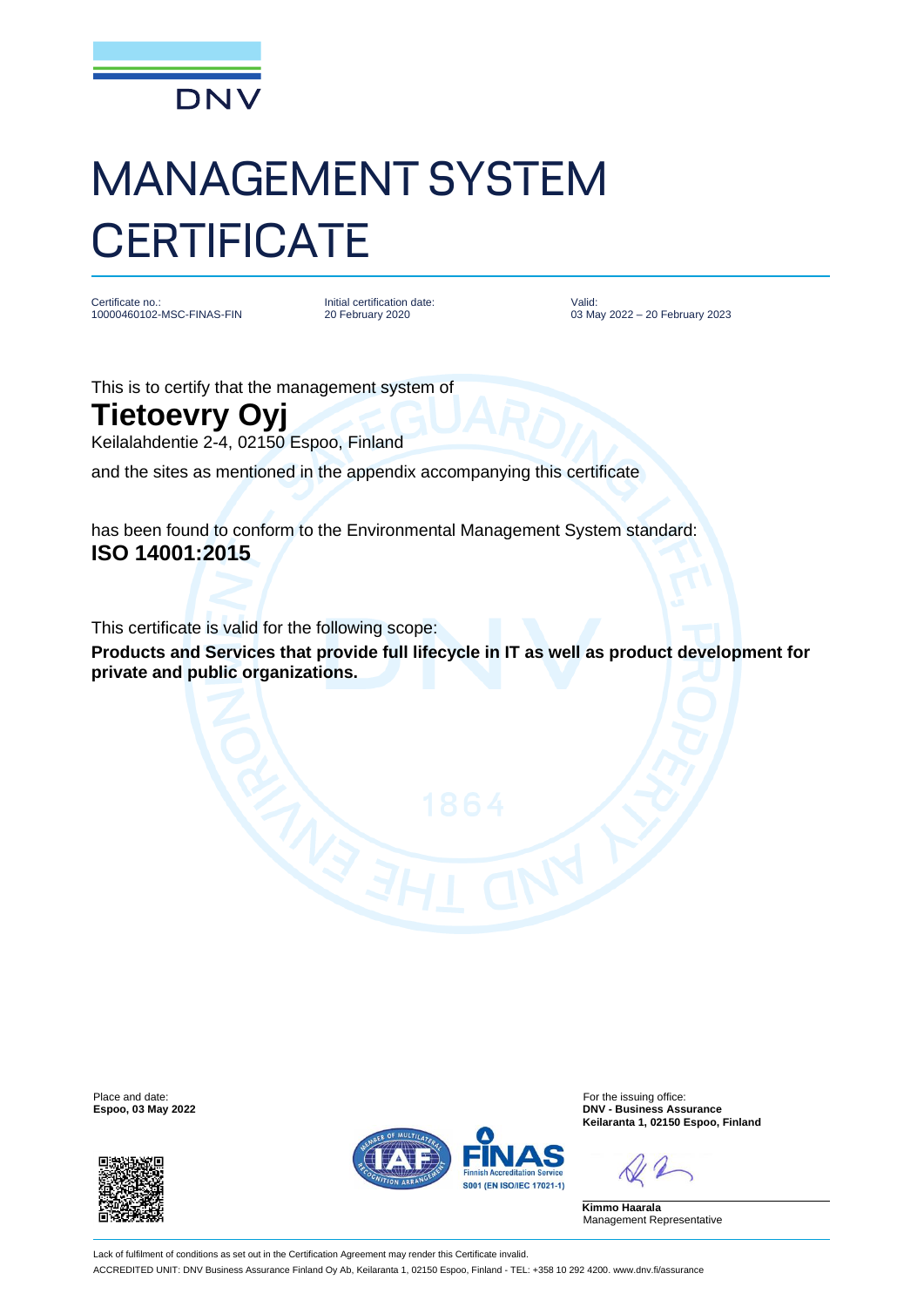DNV

# MANAGEMENT SYSTEM CERTIFICATE

Certificate no.:
10000460102-MSC-FINAS-FIN

Initial certification date:
20 February 2020

Valid:
03 May 2022 – 20 February 2023

This is to certify that the management system of

## Tietoevry Oyj

Keilalahdentie 2-4, 02150 Espoo, Finland

and the sites as mentioned in the appendix accompanying this certificate

has been found to conform to the Environmental Management System standard:

**ISO 14001:2015**

This certificate is valid for the following scope:

**Products and Services that provide full lifecycle in IT as well as product development for private and public organizations.**

Place and date:
**Espoo, 03 May 2022**

For the issuing office:
**DNV - Business Assurance**
**Keilaranta 1, 02150 Espoo, Finland**

**Kimmo Haarala**
Management Representative

FINAS
Finnish Accreditation Service
S001 (EN ISO/IEC 17021-1)

Lack of fulfilment of conditions as set out in the Certification Agreement may render this Certificate invalid.

ACCREDITED UNIT: DNV Business Assurance Finland Oy Ab, Keilaranta 1, 02150 Espoo, Finland - TEL: +358 10 292 4200. www.dnv.fi/assurance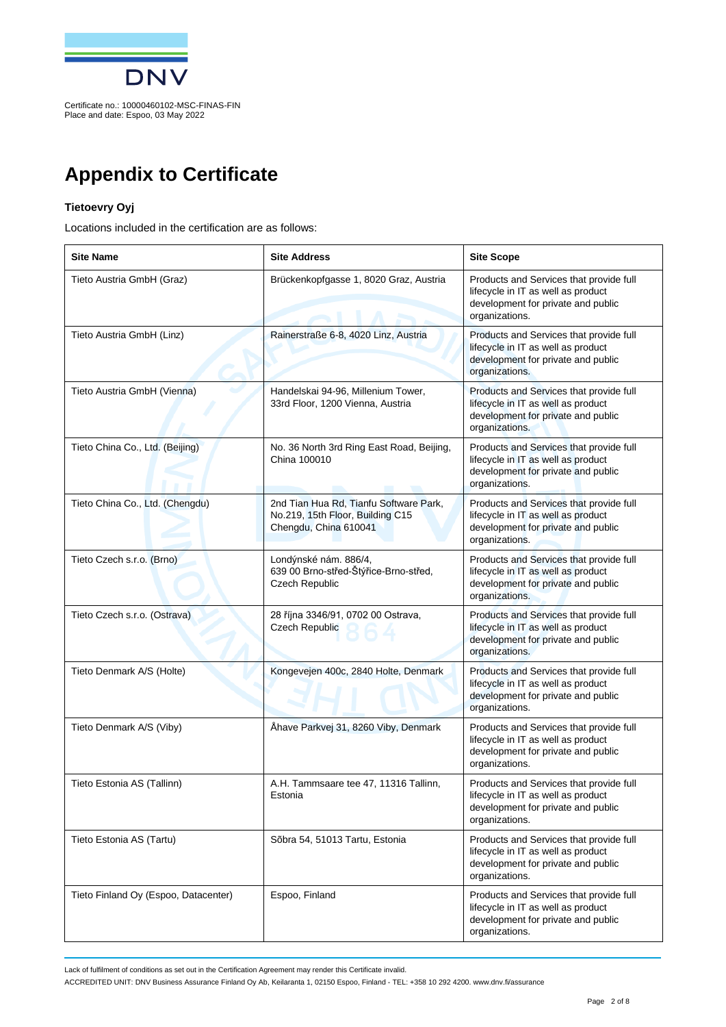Certificate no.: 10000460102-MSC-FINAS-FIN
Place and date: Espoo, 03 May 2022

# Appendix to Certificate

**Tietoevry Oyj**

Locations included in the certification are as follows:

| Site Name | Site Address | Site Scope |
|---|---|---|
| Tieto Austria GmbH (Graz) | Brückenkopfgasse 1, 8020 Graz, Austria | Products and Services that provide full lifecycle in IT as well as product development for private and public organizations. |
| Tieto Austria GmbH (Linz) | Rainerstraße 6-8, 4020 Linz, Austria | Products and Services that provide full lifecycle in IT as well as product development for private and public organizations. |
| Tieto Austria GmbH (Vienna) | Handelskai 94-96, Millenium Tower, 33rd Floor, 1200 Vienna, Austria | Products and Services that provide full lifecycle in IT as well as product development for private and public organizations. |
| Tieto China Co., Ltd. (Beijing) | No. 36 North 3rd Ring East Road, Beijing, China 100010 | Products and Services that provide full lifecycle in IT as well as product development for private and public organizations. |
| Tieto China Co., Ltd. (Chengdu) | 2nd Tian Hua Rd, Tianfu Software Park, No.219, 15th Floor, Building C15 Chengdu, China 610041 | Products and Services that provide full lifecycle in IT as well as product development for private and public organizations. |
| Tieto Czech s.r.o. (Brno) | Londýnské nám. 886/4, 639 00 Brno-střed-Štýřice-Brno-střed, Czech Republic | Products and Services that provide full lifecycle in IT as well as product development for private and public organizations. |
| Tieto Czech s.r.o. (Ostrava) | 28 října 3346/91, 0702 00 Ostrava, Czech Republic | Products and Services that provide full lifecycle in IT as well as product development for private and public organizations. |
| Tieto Denmark A/S (Holte) | Kongevejen 400c, 2840 Holte, Denmark | Products and Services that provide full lifecycle in IT as well as product development for private and public organizations. |
| Tieto Denmark A/S (Viby) | Åhave Parkvej 31, 8260 Viby, Denmark | Products and Services that provide full lifecycle in IT as well as product development for private and public organizations. |
| Tieto Estonia AS (Tallinn) | A.H. Tammsaare tee 47, 11316 Tallinn, Estonia | Products and Services that provide full lifecycle in IT as well as product development for private and public organizations. |
| Tieto Estonia AS (Tartu) | Sõbra 54, 51013 Tartu, Estonia | Products and Services that provide full lifecycle in IT as well as product development for private and public organizations. |
| Tieto Finland Oy (Espoo, Datacenter) | Espoo, Finland | Products and Services that provide full lifecycle in IT as well as product development for private and public organizations. |

Lack of fulfilment of conditions as set out in the Certification Agreement may render this Certificate invalid.

ACCREDITED UNIT: DNV Business Assurance Finland Oy Ab, Keilaranta 1, 02150 Espoo, Finland - TEL: +358 10 292 4200. www.dnv.fi/assurance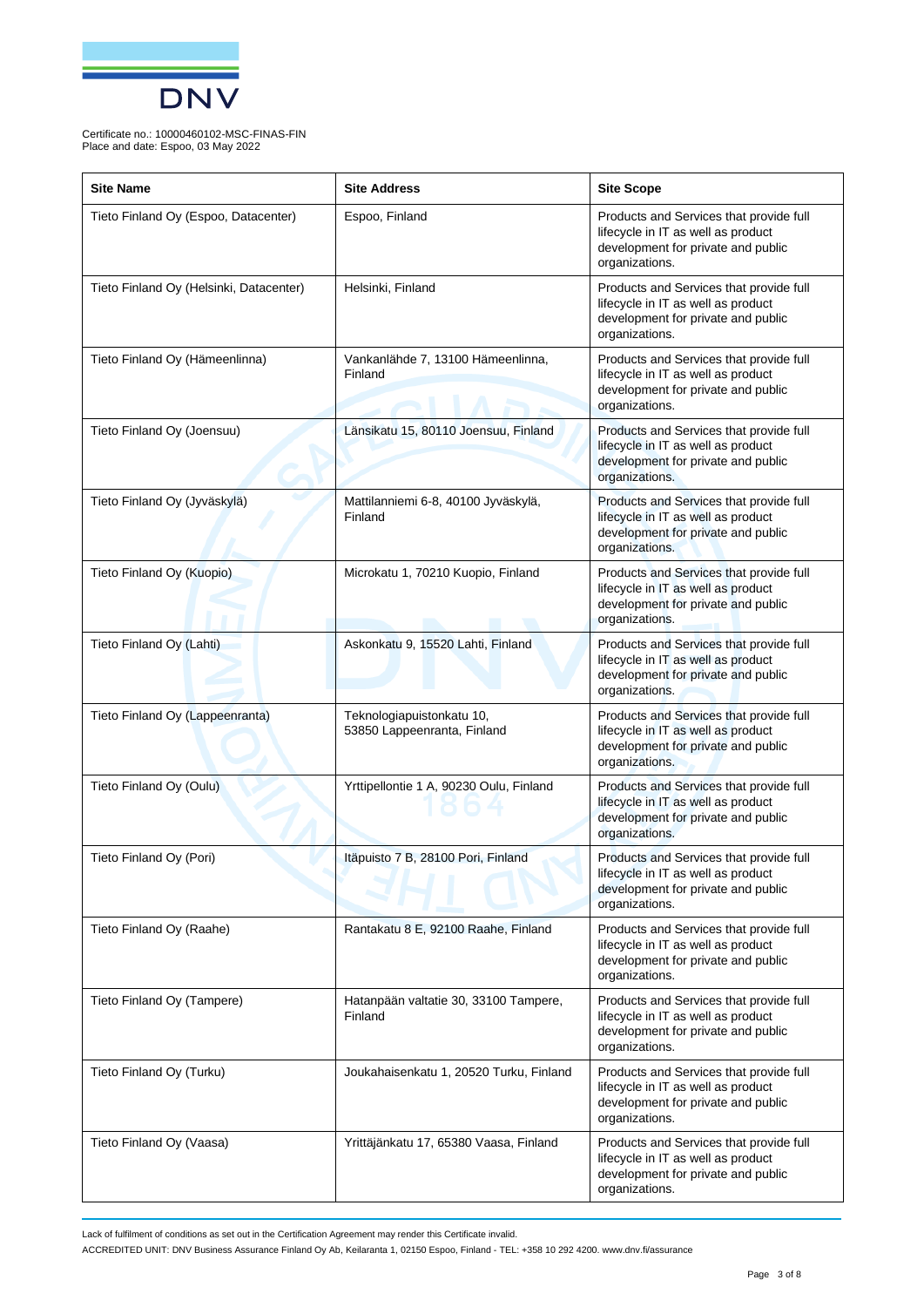Certificate no.: 10000460102-MSC-FINAS-FIN
Place and date: Espoo, 03 May 2022

| Site Name | Site Address | Site Scope |
| --- | --- | --- |
| Tieto Finland Oy (Espoo, Datacenter) | Espoo, Finland | Products and Services that provide full lifecycle in IT as well as product development for private and public organizations. |
| Tieto Finland Oy (Helsinki, Datacenter) | Helsinki, Finland | Products and Services that provide full lifecycle in IT as well as product development for private and public organizations. |
| Tieto Finland Oy (Hämeenlinna) | Vankanlähde 7, 13100 Hämeenlinna, Finland | Products and Services that provide full lifecycle in IT as well as product development for private and public organizations. |
| Tieto Finland Oy (Joensuu) | Länsikatu 15, 80110 Joensuu, Finland | Products and Services that provide full lifecycle in IT as well as product development for private and public organizations. |
| Tieto Finland Oy (Jyväskylä) | Mattilanniemi 6-8, 40100 Jyväskylä, Finland | Products and Services that provide full lifecycle in IT as well as product development for private and public organizations. |
| Tieto Finland Oy (Kuopio) | Microkatu 1, 70210 Kuopio, Finland | Products and Services that provide full lifecycle in IT as well as product development for private and public organizations. |
| Tieto Finland Oy (Lahti) | Askonkatu 9, 15520 Lahti, Finland | Products and Services that provide full lifecycle in IT as well as product development for private and public organizations. |
| Tieto Finland Oy (Lappeenranta) | Teknologiapuistonkatu 10, 53850 Lappeenranta, Finland | Products and Services that provide full lifecycle in IT as well as product development for private and public organizations. |
| Tieto Finland Oy (Oulu) | Yrttipellontie 1 A, 90230 Oulu, Finland | Products and Services that provide full lifecycle in IT as well as product development for private and public organizations. |
| Tieto Finland Oy (Pori) | Itäpuisto 7 B, 28100 Pori, Finland | Products and Services that provide full lifecycle in IT as well as product development for private and public organizations. |
| Tieto Finland Oy (Raahe) | Rantakatu 8 E, 92100 Raahe, Finland | Products and Services that provide full lifecycle in IT as well as product development for private and public organizations. |
| Tieto Finland Oy (Tampere) | Hatanpään valtatie 30, 33100 Tampere, Finland | Products and Services that provide full lifecycle in IT as well as product development for private and public organizations. |
| Tieto Finland Oy (Turku) | Joukahaisenkatu 1, 20520 Turku, Finland | Products and Services that provide full lifecycle in IT as well as product development for private and public organizations. |
| Tieto Finland Oy (Vaasa) | Yrittäjänkatu 17, 65380 Vaasa, Finland | Products and Services that provide full lifecycle in IT as well as product development for private and public organizations. |

Lack of fulfilment of conditions as set out in the Certification Agreement may render this Certificate invalid.

ACCREDITED UNIT: DNV Business Assurance Finland Oy Ab, Keilaranta 1, 02150 Espoo, Finland - TEL: +358 10 292 4200. www.dnv.fi/assurance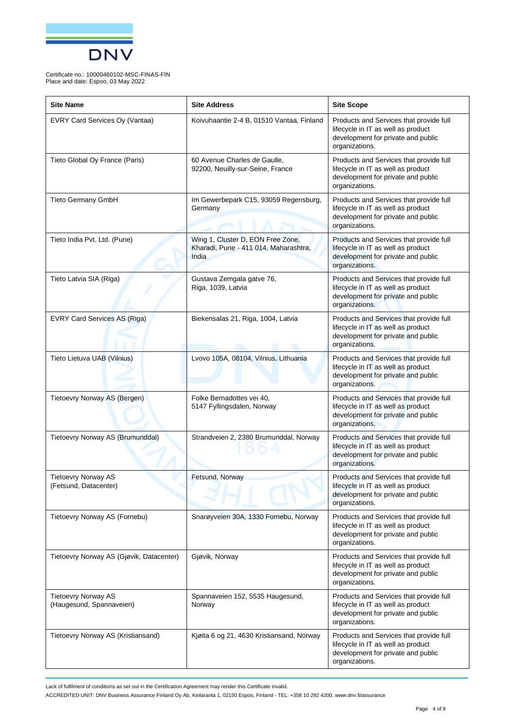Certificate no.: 10000460102-MSC-FINAS-FIN
Place and date: Espoo, 03 May 2022

| Site Name | Site Address | Site Scope |
|---|---|---|
| EVRY Card Services Oy (Vantaa) | Koivuhaantie 2-4 B, 01510 Vantaa, Finland | Products and Services that provide full lifecycle in IT as well as product development for private and public organizations. |
| Tieto Global Oy France (Paris) | 60 Avenue Charles de Gaulle, 92200, Neuilly-sur-Seine, France | Products and Services that provide full lifecycle in IT as well as product development for private and public organizations. |
| Tieto Germany GmbH | Im Gewerbepark C15, 93059 Regensburg, Germany | Products and Services that provide full lifecycle in IT as well as product development for private and public organizations. |
| Tieto India Pvt. Ltd. (Pune) | Wing 1, Cluster D, EON Free Zone, Kharadi, Pune - 411 014, Maharashtra, India | Products and Services that provide full lifecycle in IT as well as product development for private and public organizations. |
| Tieto Latvia SIA (Riga) | Gustava Zemgala gatve 76, Riga, 1039, Latvia | Products and Services that provide full lifecycle in IT as well as product development for private and public organizations. |
| EVRY Card Services AS (Riga) | Biekensalas 21, Riga, 1004, Latvia | Products and Services that provide full lifecycle in IT as well as product development for private and public organizations. |
| Tieto Lietuva UAB (Vilnius) | Lvovo 105A, 08104, Vilnius, Lithuania | Products and Services that provide full lifecycle in IT as well as product development for private and public organizations. |
| Tietoevry Norway AS (Bergen) | Folke Bernadottes vei 40, 5147 Fyllingsdalen, Norway | Products and Services that provide full lifecycle in IT as well as product development for private and public organizations. |
| Tietoevry Norway AS (Brumunddal) | Strandveien 2, 2380 Brumunddal, Norway | Products and Services that provide full lifecycle in IT as well as product development for private and public organizations. |
| Tietoevry Norway AS (Fetsund, Datacenter) | Fetsund, Norway | Products and Services that provide full lifecycle in IT as well as product development for private and public organizations. |
| Tietoevry Norway AS (Fornebu) | Snarøyveien 30A, 1330 Fornebu, Norway | Products and Services that provide full lifecycle in IT as well as product development for private and public organizations. |
| Tietoevry Norway AS (Gjøvik, Datacenter) | Gjøvik, Norway | Products and Services that provide full lifecycle in IT as well as product development for private and public organizations. |
| Tietoevry Norway AS (Haugesund, Spannaveien) | Spannaveien 152, 5535 Haugesund, Norway | Products and Services that provide full lifecycle in IT as well as product development for private and public organizations. |
| Tietoevry Norway AS (Kristiansand) | Kjøita 6 og 21, 4630 Kristiansand, Norway | Products and Services that provide full lifecycle in IT as well as product development for private and public organizations. |

Lack of fulfilment of conditions as set out in the Certification Agreement may render this Certificate invalid.

ACCREDITED UNIT: DNV Business Assurance Finland Oy Ab, Keilaranta 1, 02150 Espoo, Finland - TEL: +358 10 292 4200. www.dnv.fi/assurance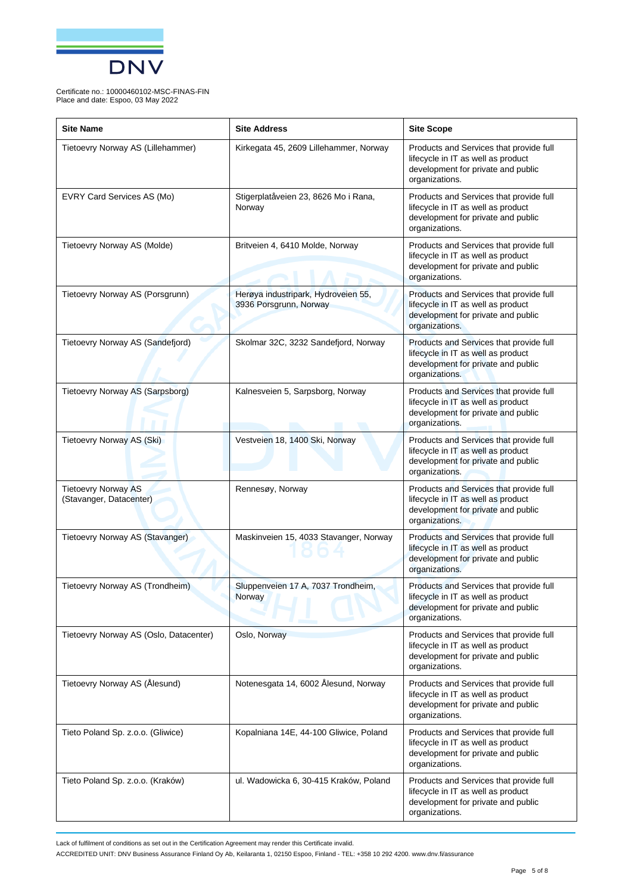Certificate no.: 10000460102-MSC-FINAS-FIN
Place and date: Espoo, 03 May 2022

| Site Name | Site Address | Site Scope |
| --- | --- | --- |
| Tietoevry Norway AS (Lillehammer) | Kirkegata 45, 2609 Lillehammer, Norway | Products and Services that provide full lifecycle in IT as well as product development for private and public organizations. |
| EVRY Card Services AS (Mo) | Stigerplatåveien 23, 8626 Mo i Rana, Norway | Products and Services that provide full lifecycle in IT as well as product development for private and public organizations. |
| Tietoevry Norway AS (Molde) | Britveien 4, 6410 Molde, Norway | Products and Services that provide full lifecycle in IT as well as product development for private and public organizations. |
| Tietoevry Norway AS (Porsgrunn) | Herøya industripark, Hydroveien 55, 3936 Porsgrunn, Norway | Products and Services that provide full lifecycle in IT as well as product development for private and public organizations. |
| Tietoevry Norway AS (Sandefjord) | Skolmar 32C, 3232 Sandefjord, Norway | Products and Services that provide full lifecycle in IT as well as product development for private and public organizations. |
| Tietoevry Norway AS (Sarpsborg) | Kalnesveien 5, Sarpsborg, Norway | Products and Services that provide full lifecycle in IT as well as product development for private and public organizations. |
| Tietoevry Norway AS (Ski) | Vestveien 18, 1400 Ski, Norway | Products and Services that provide full lifecycle in IT as well as product development for private and public organizations. |
| Tietoevry Norway AS (Stavanger, Datacenter) | Rennesøy, Norway | Products and Services that provide full lifecycle in IT as well as product development for private and public organizations. |
| Tietoevry Norway AS (Stavanger) | Maskinveien 15, 4033 Stavanger, Norway | Products and Services that provide full lifecycle in IT as well as product development for private and public organizations. |
| Tietoevry Norway AS (Trondheim) | Sluppenveien 17 A, 7037 Trondheim, Norway | Products and Services that provide full lifecycle in IT as well as product development for private and public organizations. |
| Tietoevry Norway AS (Oslo, Datacenter) | Oslo, Norway | Products and Services that provide full lifecycle in IT as well as product development for private and public organizations. |
| Tietoevry Norway AS (Ålesund) | Notenesgata 14, 6002 Ålesund, Norway | Products and Services that provide full lifecycle in IT as well as product development for private and public organizations. |
| Tieto Poland Sp. z.o.o. (Gliwice) | Kopalniana 14E, 44-100 Gliwice, Poland | Products and Services that provide full lifecycle in IT as well as product development for private and public organizations. |
| Tieto Poland Sp. z.o.o. (Kraków) | ul. Wadowicka 6, 30-415 Kraków, Poland | Products and Services that provide full lifecycle in IT as well as product development for private and public organizations. |

Lack of fulfilment of conditions as set out in the Certification Agreement may render this Certificate invalid.

ACCREDITED UNIT: DNV Business Assurance Finland Oy Ab, Keilaranta 1, 02150 Espoo, Finland - TEL: +358 10 292 4200. www.dnv.fi/assurance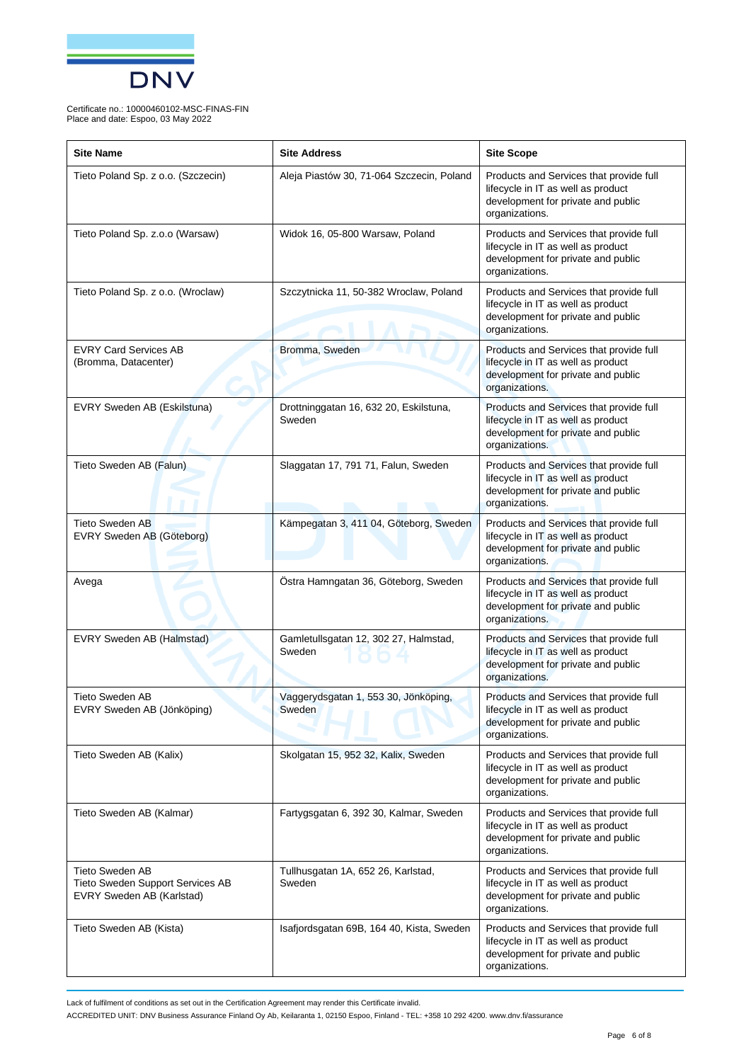Certificate no.: 10000460102-MSC-FINAS-FIN
Place and date: Espoo, 03 May 2022

| Site Name | Site Address | Site Scope |
|---|---|---|
| Tieto Poland Sp. z o.o. (Szczecin) | Aleja Piastów 30, 71-064 Szczecin, Poland | Products and Services that provide full lifecycle in IT as well as product development for private and public organizations. |
| Tieto Poland Sp. z.o.o (Warsaw) | Widok 16, 05-800 Warsaw, Poland | Products and Services that provide full lifecycle in IT as well as product development for private and public organizations. |
| Tieto Poland Sp. z o.o. (Wroclaw) | Szczytnicka 11, 50-382 Wroclaw, Poland | Products and Services that provide full lifecycle in IT as well as product development for private and public organizations. |
| EVRY Card Services AB (Bromma, Datacenter) | Bromma, Sweden | Products and Services that provide full lifecycle in IT as well as product development for private and public organizations. |
| EVRY Sweden AB (Eskilstuna) | Drottninggatan 16, 632 20, Eskilstuna, Sweden | Products and Services that provide full lifecycle in IT as well as product development for private and public organizations. |
| Tieto Sweden AB (Falun) | Slaggatan 17, 791 71, Falun, Sweden | Products and Services that provide full lifecycle in IT as well as product development for private and public organizations. |
| Tieto Sweden AB<br>EVRY Sweden AB (Göteborg) | Kämpegatan 3, 411 04, Göteborg, Sweden | Products and Services that provide full lifecycle in IT as well as product development for private and public organizations. |
| Avega | Östra Hamngatan 36, Göteborg, Sweden | Products and Services that provide full lifecycle in IT as well as product development for private and public organizations. |
| EVRY Sweden AB (Halmstad) | Gamletullsgatan 12, 302 27, Halmstad, Sweden | Products and Services that provide full lifecycle in IT as well as product development for private and public organizations. |
| Tieto Sweden AB<br>EVRY Sweden AB (Jönköping) | Vaggerydsgatan 1, 553 30, Jönköping, Sweden | Products and Services that provide full lifecycle in IT as well as product development for private and public organizations. |
| Tieto Sweden AB (Kalix) | Skolgatan 15, 952 32, Kalix, Sweden | Products and Services that provide full lifecycle in IT as well as product development for private and public organizations. |
| Tieto Sweden AB (Kalmar) | Fartygsgatan 6, 392 30, Kalmar, Sweden | Products and Services that provide full lifecycle in IT as well as product development for private and public organizations. |
| Tieto Sweden AB<br>Tieto Sweden Support Services AB<br>EVRY Sweden AB (Karlstad) | Tullhusgatan 1A, 652 26, Karlstad, Sweden | Products and Services that provide full lifecycle in IT as well as product development for private and public organizations. |
| Tieto Sweden AB (Kista) | Isafjordsgatan 69B, 164 40, Kista, Sweden | Products and Services that provide full lifecycle in IT as well as product development for private and public organizations. |

Lack of fulfilment of conditions as set out in the Certification Agreement may render this Certificate invalid.

ACCREDITED UNIT: DNV Business Assurance Finland Oy Ab, Keilaranta 1, 02150 Espoo, Finland - TEL: +358 10 292 4200. www.dnv.fi/assurance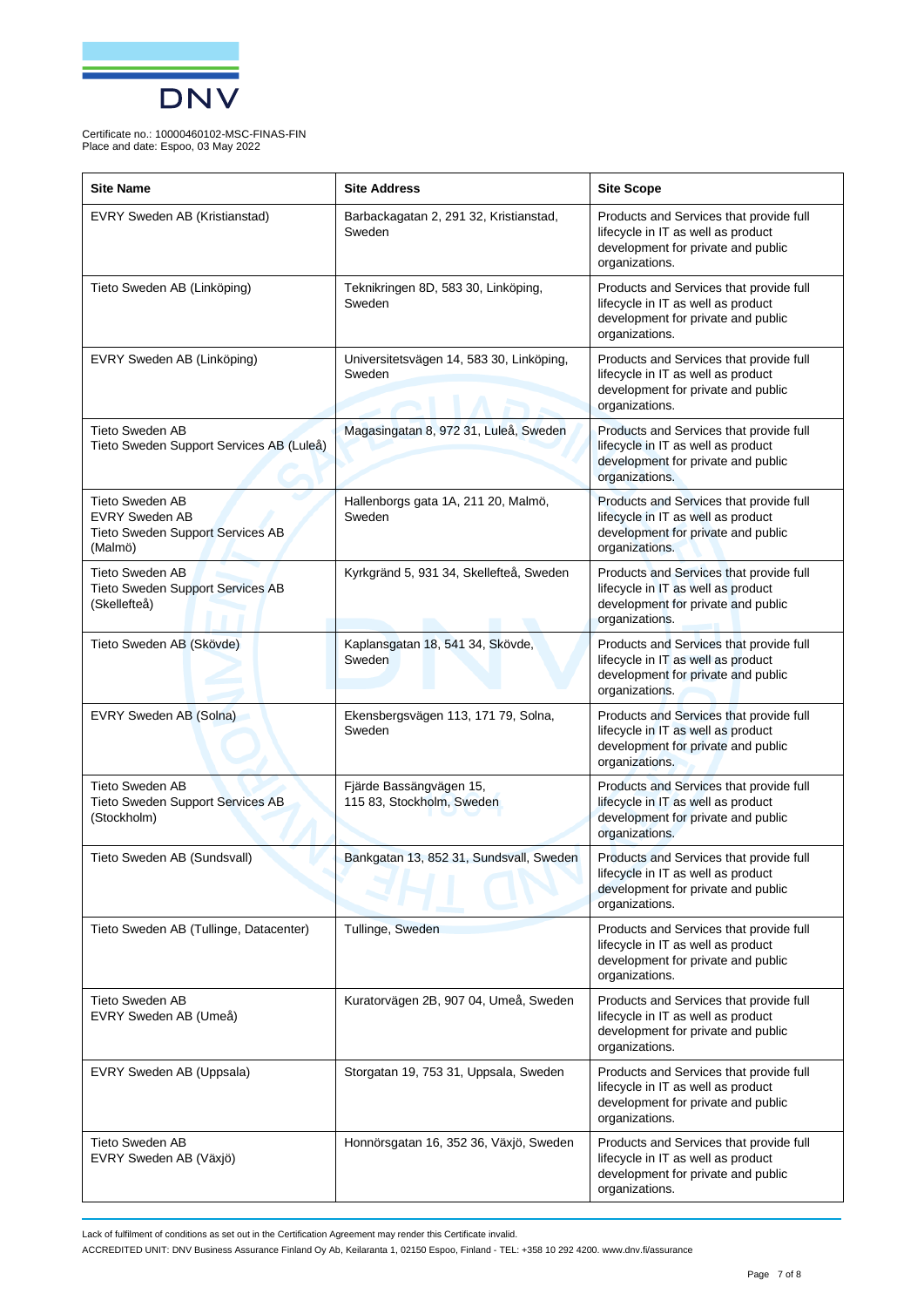Certificate no.: 10000460102-MSC-FINAS-FIN
Place and date: Espoo, 03 May 2022

| Site Name | Site Address | Site Scope |
|---|---|---|
| EVRY Sweden AB (Kristianstad) | Barbackagatan 2, 291 32, Kristianstad, Sweden | Products and Services that provide full lifecycle in IT as well as product development for private and public organizations. |
| Tieto Sweden AB (Linköping) | Teknikringen 8D, 583 30, Linköping, Sweden | Products and Services that provide full lifecycle in IT as well as product development for private and public organizations. |
| EVRY Sweden AB (Linköping) | Universitetsvägen 14, 583 30, Linköping, Sweden | Products and Services that provide full lifecycle in IT as well as product development for private and public organizations. |
| Tieto Sweden AB<br>Tieto Sweden Support Services AB (Luleå) | Magasingatan 8, 972 31, Luleå, Sweden | Products and Services that provide full lifecycle in IT as well as product development for private and public organizations. |
| Tieto Sweden AB<br>EVRY Sweden AB<br>Tieto Sweden Support Services AB (Malmö) | Hallenborgs gata 1A, 211 20, Malmö, Sweden | Products and Services that provide full lifecycle in IT as well as product development for private and public organizations. |
| Tieto Sweden AB<br>Tieto Sweden Support Services AB (Skellefteå) | Kyrkgränd 5, 931 34, Skellefteå, Sweden | Products and Services that provide full lifecycle in IT as well as product development for private and public organizations. |
| Tieto Sweden AB (Skövde) | Kaplansgatan 18, 541 34, Skövde, Sweden | Products and Services that provide full lifecycle in IT as well as product development for private and public organizations. |
| EVRY Sweden AB (Solna) | Ekensbergsvägen 113, 171 79, Solna, Sweden | Products and Services that provide full lifecycle in IT as well as product development for private and public organizations. |
| Tieto Sweden AB<br>Tieto Sweden Support Services AB (Stockholm) | Fjärde Bassängvägen 15,<br>115 83, Stockholm, Sweden | Products and Services that provide full lifecycle in IT as well as product development for private and public organizations. |
| Tieto Sweden AB (Sundsvall) | Bankgatan 13, 852 31, Sundsvall, Sweden | Products and Services that provide full lifecycle in IT as well as product development for private and public organizations. |
| Tieto Sweden AB (Tullinge, Datacenter) | Tullinge, Sweden | Products and Services that provide full lifecycle in IT as well as product development for private and public organizations. |
| Tieto Sweden AB<br>EVRY Sweden AB (Umeå) | Kuratorvägen 2B, 907 04, Umeå, Sweden | Products and Services that provide full lifecycle in IT as well as product development for private and public organizations. |
| EVRY Sweden AB (Uppsala) | Storgatan 19, 753 31, Uppsala, Sweden | Products and Services that provide full lifecycle in IT as well as product development for private and public organizations. |
| Tieto Sweden AB<br>EVRY Sweden AB (Växjö) | Honnörsgatan 16, 352 36, Växjö, Sweden | Products and Services that provide full lifecycle in IT as well as product development for private and public organizations. |

Lack of fulfilment of conditions as set out in the Certification Agreement may render this Certificate invalid.

ACCREDITED UNIT: DNV Business Assurance Finland Oy Ab, Keilaranta 1, 02150 Espoo, Finland - TEL: +358 10 292 4200. www.dnv.fi/assurance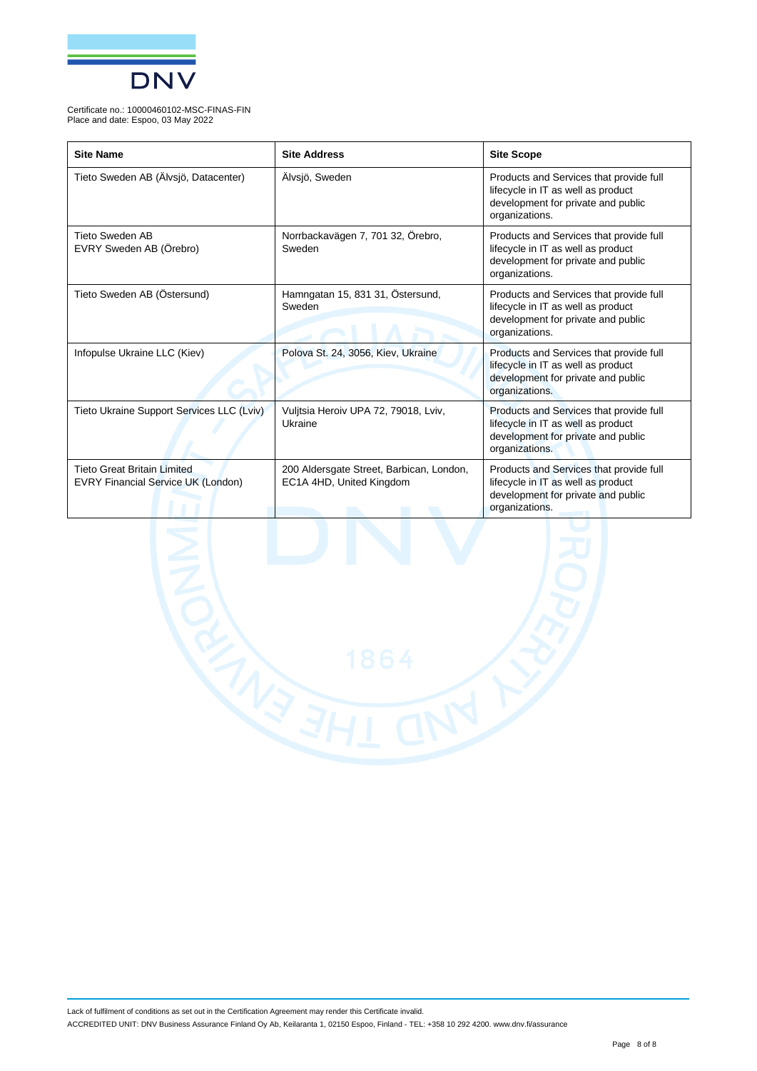Certificate no.: 10000460102-MSC-FINAS-FIN
Place and date: Espoo, 03 May 2022

| Site Name | Site Address | Site Scope |
| --- | --- | --- |
| Tieto Sweden AB (Älvsjö, Datacenter) | Älvsjö, Sweden | Products and Services that provide full lifecycle in IT as well as product development for private and public organizations. |
| Tieto Sweden AB<br>EVRY Sweden AB (Örebro) | Norrbackavägen 7, 701 32, Örebro, Sweden | Products and Services that provide full lifecycle in IT as well as product development for private and public organizations. |
| Tieto Sweden AB (Östersund) | Hamngatan 15, 831 31, Östersund, Sweden | Products and Services that provide full lifecycle in IT as well as product development for private and public organizations. |
| Infopulse Ukraine LLC (Kiev) | Polova St. 24, 3056, Kiev, Ukraine | Products and Services that provide full lifecycle in IT as well as product development for private and public organizations. |
| Tieto Ukraine Support Services LLC (Lviv) | Vuljtsia Heroiv UPA 72, 79018, Lviv, Ukraine | Products and Services that provide full lifecycle in IT as well as product development for private and public organizations. |
| Tieto Great Britain Limited<br>EVRY Financial Service UK (London) | 200 Aldersgate Street, Barbican, London, EC1A 4HD, United Kingdom | Products and Services that provide full lifecycle in IT as well as product development for private and public organizations. |

Lack of fulfilment of conditions as set out in the Certification Agreement may render this Certificate invalid.

ACCREDITED UNIT: DNV Business Assurance Finland Oy Ab, Keilaranta 1, 02150 Espoo, Finland - TEL: +358 10 292 4200. www.dnv.fi/assurance